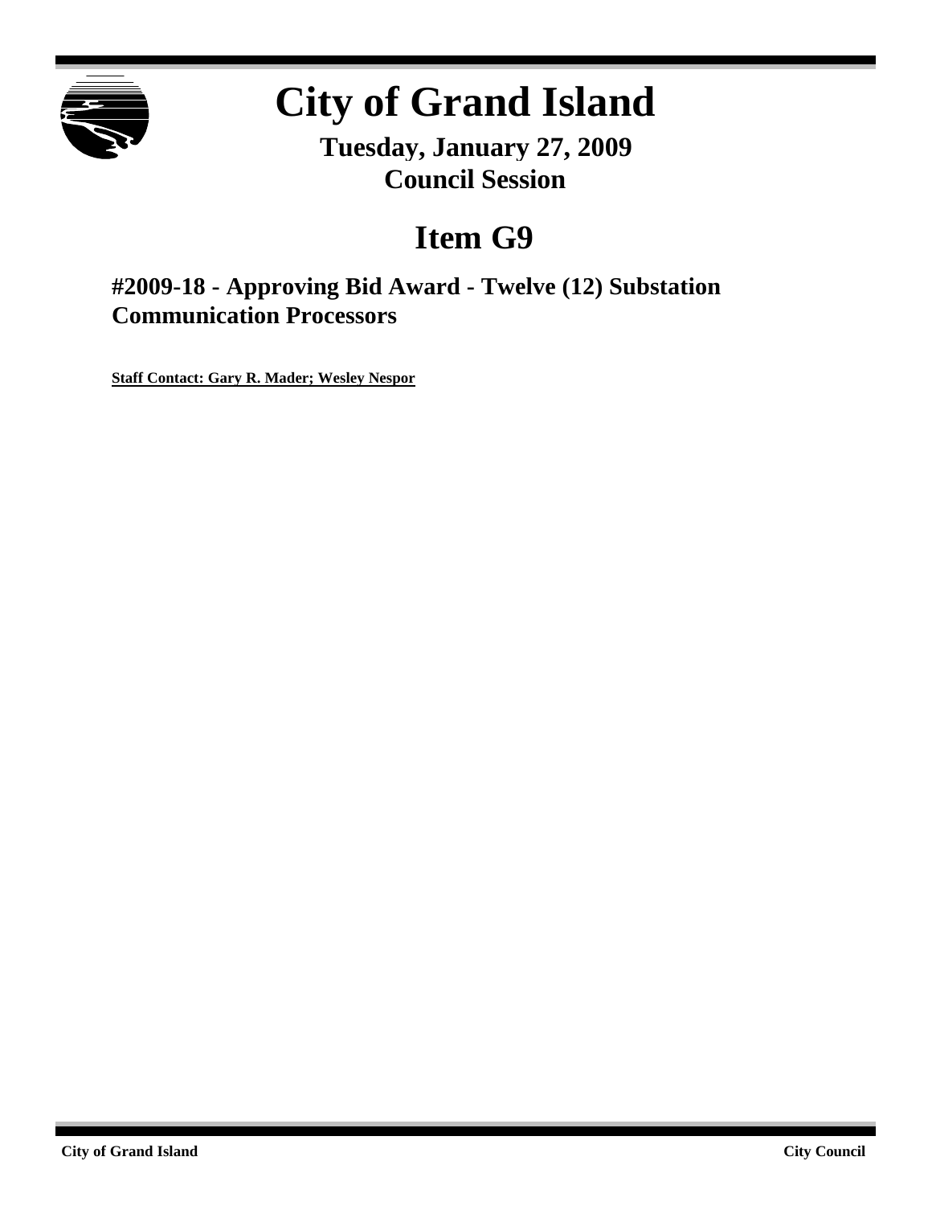# City of Grand Island

**Tuesday, January 27, 2009**
**Council Session**

## Item G9

### #2009-18 - Approving Bid Award - Twelve (12) Substation Communication Processors

**Staff Contact: Gary R. Mader; Wesley Nespor**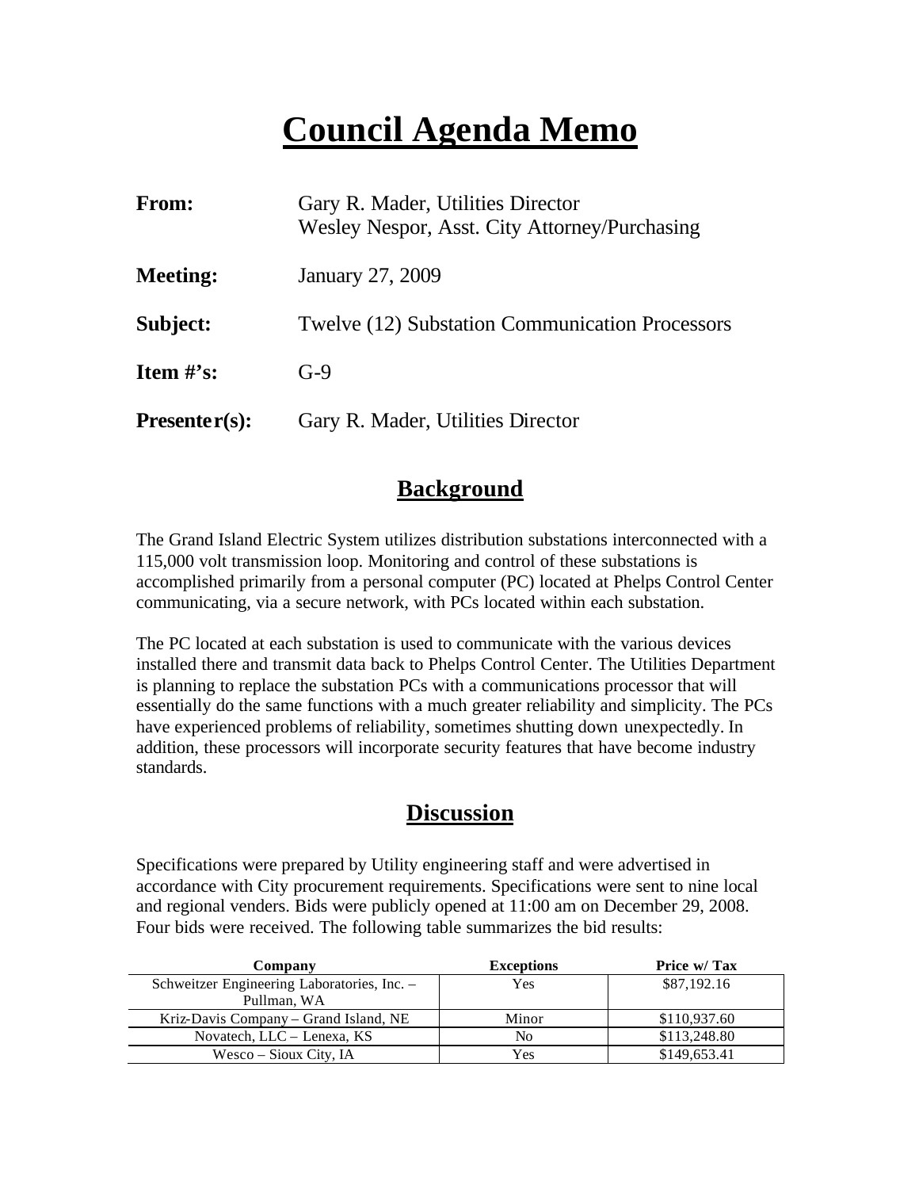# Council Agenda Memo

| | |
|---|---|
| **From:** | Gary R. Mader, Utilities Director<br>Wesley Nespor, Asst. City Attorney/Purchasing |
| **Meeting:** | January 27, 2009 |
| **Subject:** | Twelve (12) Substation Communication Processors |
| **Item #'s:** | G-9 |
| **Presenter(s):** | Gary R. Mader, Utilities Director |

## Background

The Grand Island Electric System utilizes distribution substations interconnected with a 115,000 volt transmission loop. Monitoring and control of these substations is accomplished primarily from a personal computer (PC) located at Phelps Control Center communicating, via a secure network, with PCs located within each substation.

The PC located at each substation is used to communicate with the various devices installed there and transmit data back to Phelps Control Center. The Utilities Department is planning to replace the substation PCs with a communications processor that will essentially do the same functions with a much greater reliability and simplicity. The PCs have experienced problems of reliability, sometimes shutting down unexpectedly. In addition, these processors will incorporate security features that have become industry standards.

## Discussion

Specifications were prepared by Utility engineering staff and were advertised in accordance with City procurement requirements. Specifications were sent to nine local and regional venders. Bids were publicly opened at 11:00 am on December 29, 2008. Four bids were received. The following table summarizes the bid results:

| Company | Exceptions | Price w/ Tax |
|---|---|---|
| Schweitzer Engineering Laboratories, Inc. – Pullman, WA | Yes | $87,192.16 |
| Kriz-Davis Company – Grand Island, NE | Minor | $110,937.60 |
| Novatech, LLC – Lenexa, KS | No | $113,248.80 |
| Wesco – Sioux City, IA | Yes | $149,653.41 |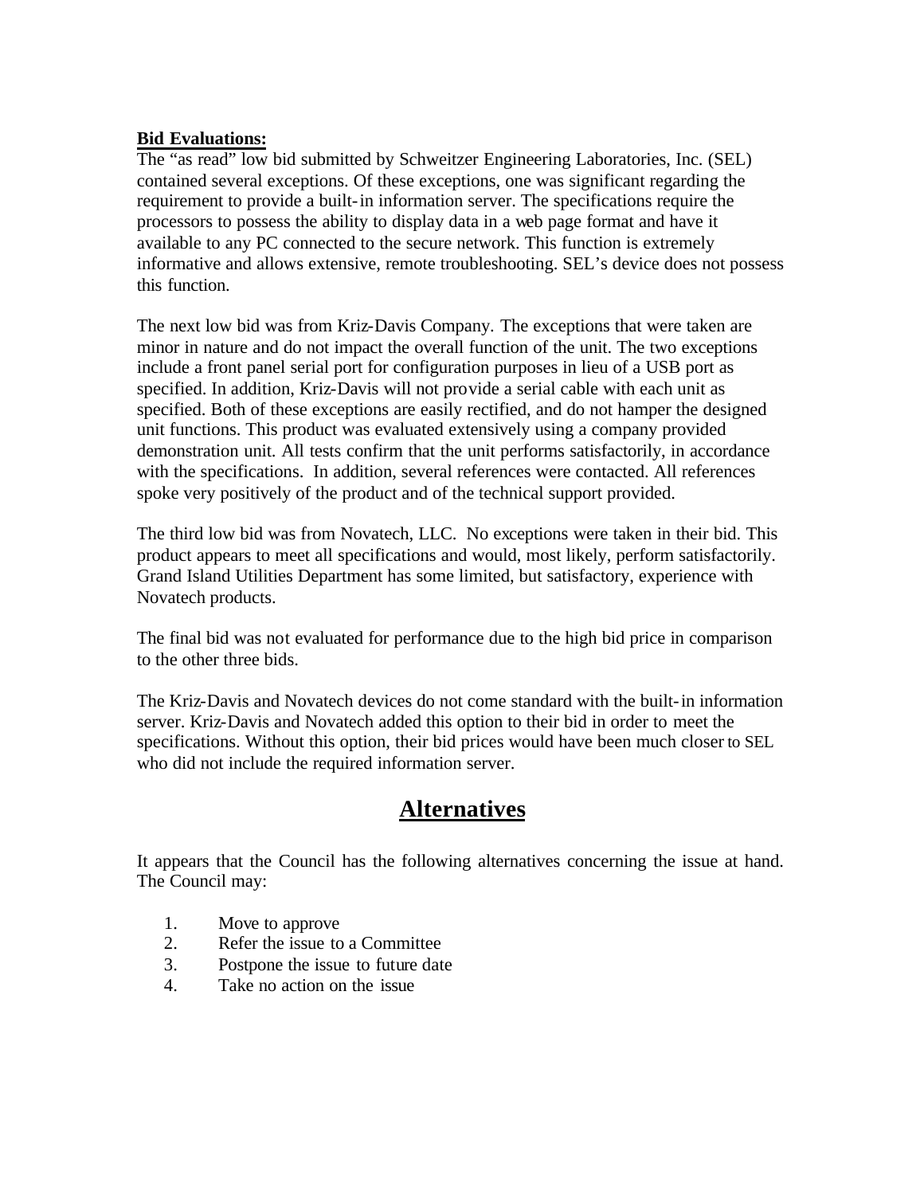**Bid Evaluations:**
The "as read" low bid submitted by Schweitzer Engineering Laboratories, Inc. (SEL) contained several exceptions. Of these exceptions, one was significant regarding the requirement to provide a built-in information server. The specifications require the processors to possess the ability to display data in a web page format and have it available to any PC connected to the secure network. This function is extremely informative and allows extensive, remote troubleshooting. SEL's device does not possess this function.

The next low bid was from Kriz-Davis Company. The exceptions that were taken are minor in nature and do not impact the overall function of the unit. The two exceptions include a front panel serial port for configuration purposes in lieu of a USB port as specified. In addition, Kriz-Davis will not provide a serial cable with each unit as specified. Both of these exceptions are easily rectified, and do not hamper the designed unit functions. This product was evaluated extensively using a company provided demonstration unit. All tests confirm that the unit performs satisfactorily, in accordance with the specifications. In addition, several references were contacted. All references spoke very positively of the product and of the technical support provided.

The third low bid was from Novatech, LLC. No exceptions were taken in their bid. This product appears to meet all specifications and would, most likely, perform satisfactorily. Grand Island Utilities Department has some limited, but satisfactory, experience with Novatech products.

The final bid was not evaluated for performance due to the high bid price in comparison to the other three bids.

The Kriz-Davis and Novatech devices do not come standard with the built-in information server. Kriz-Davis and Novatech added this option to their bid in order to meet the specifications. Without this option, their bid prices would have been much closer to SEL who did not include the required information server.

# Alternatives

It appears that the Council has the following alternatives concerning the issue at hand. The Council may:

1. Move to approve
2. Refer the issue to a Committee
3. Postpone the issue to future date
4. Take no action on the issue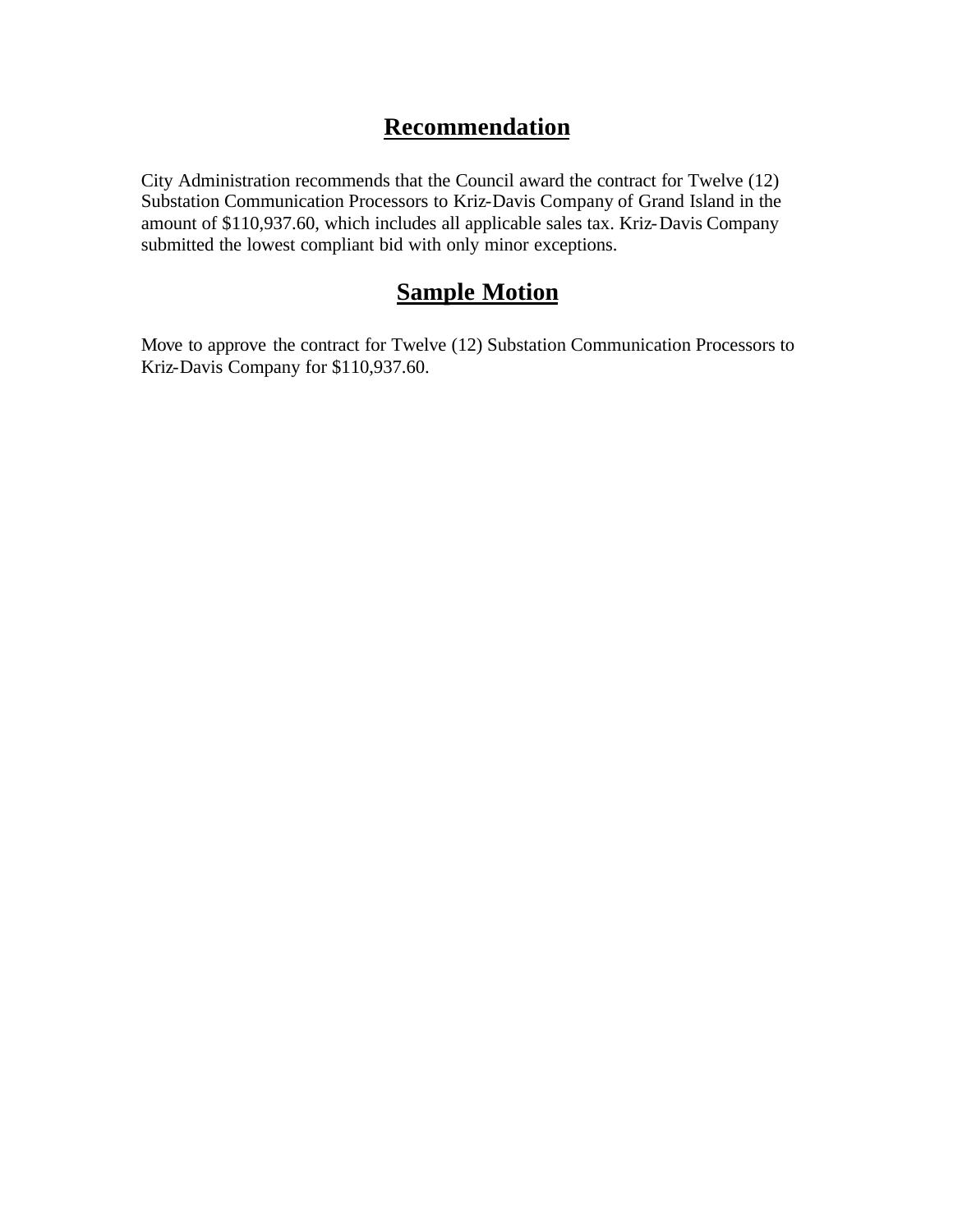# Recommendation

City Administration recommends that the Council award the contract for Twelve (12) Substation Communication Processors to Kriz-Davis Company of Grand Island in the amount of $110,937.60, which includes all applicable sales tax. Kriz-Davis Company submitted the lowest compliant bid with only minor exceptions.

# Sample Motion

Move to approve the contract for Twelve (12) Substation Communication Processors to Kriz-Davis Company for $110,937.60.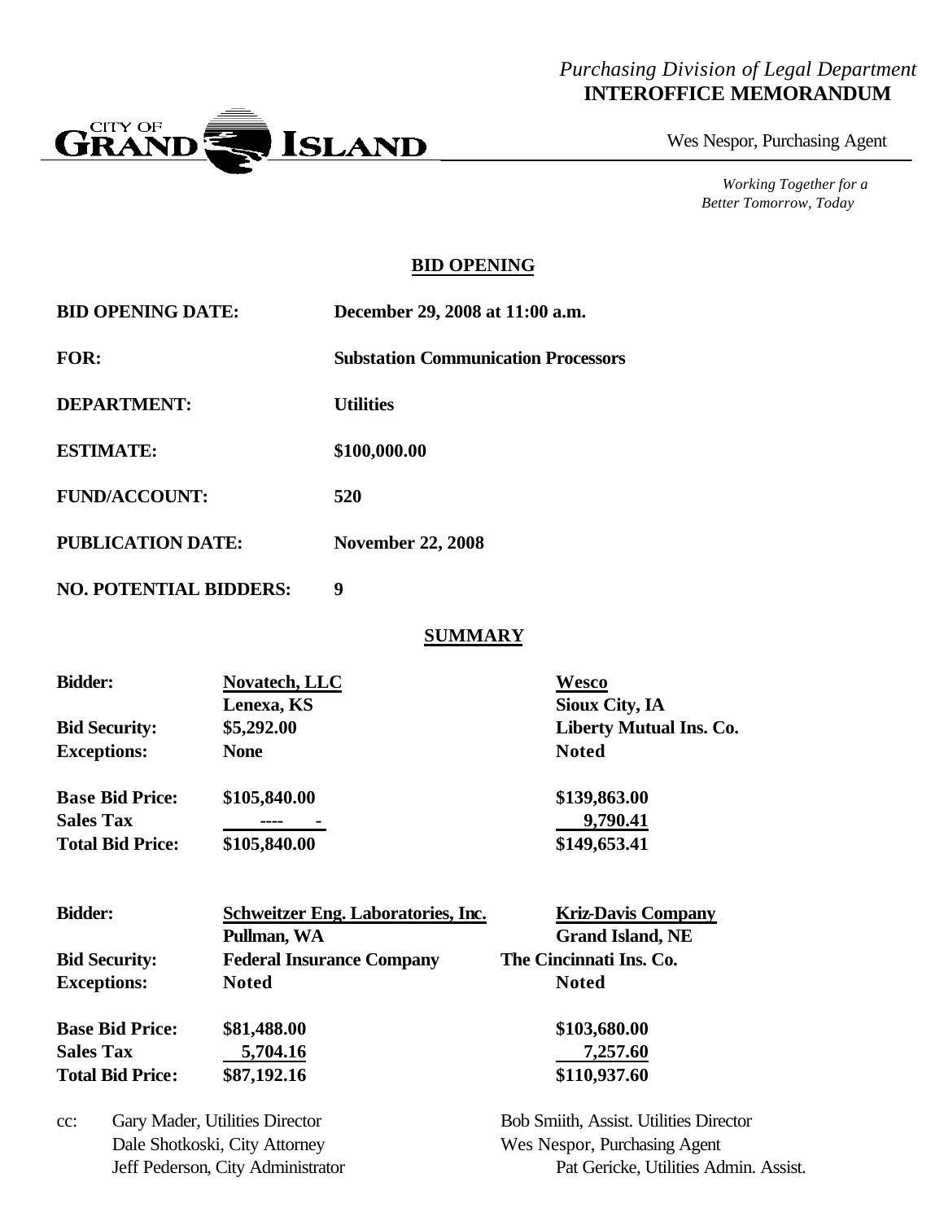*Purchasing Division of Legal Department*
**INTEROFFICE MEMORANDUM**

CITY OF GRAND ISLAND

Wes Nespor, Purchasing Agent

*Working Together for a Better Tomorrow, Today*

## BID OPENING

| | |
|---|---|
| **BID OPENING DATE:** | **December 29, 2008 at 11:00 a.m.** |
| **FOR:** | **Substation Communication Processors** |
| **DEPARTMENT:** | **Utilities** |
| **ESTIMATE:** | **$100,000.00** |
| **FUND/ACCOUNT:** | **520** |
| **PUBLICATION DATE:** | **November 22, 2008** |
| **NO. POTENTIAL BIDDERS:** | **9** |

## SUMMARY

| | | |
|---|---|---|
| **Bidder:** | **Novatech, LLC** | **Wesco** |
| | **Lenexa, KS** | **Sioux City, IA** |
| **Bid Security:** | **$5,292.00** | **Liberty Mutual Ins. Co.** |
| **Exceptions:** | **None** | **Noted** |
| **Base Bid Price:** | **$105,840.00** | **$139,863.00** |
| **Sales Tax** | **---- -** | **9,790.41** |
| **Total Bid Price:** | **$105,840.00** | **$149,653.41** |

| | | |
|---|---|---|
| **Bidder:** | **Schweitzer Eng. Laboratories, Inc.** | **Kriz-Davis Company** |
| | **Pullman, WA** | **Grand Island, NE** |
| **Bid Security:** | **Federal Insurance Company** | **The Cincinnati Ins. Co.** |
| **Exceptions:** | **Noted** | **Noted** |
| **Base Bid Price:** | **$81,488.00** | **$103,680.00** |
| **Sales Tax** | **5,704.16** | **7,257.60** |
| **Total Bid Price:** | **$87,192.16** | **$110,937.60** |

cc:
Gary Mader, Utilities Director
Dale Shotkoski, City Attorney
Jeff Pederson, City Administrator
Bob Smiith, Assist. Utilities Director
Wes Nespor, Purchasing Agent
Pat Gericke, Utilities Admin. Assist.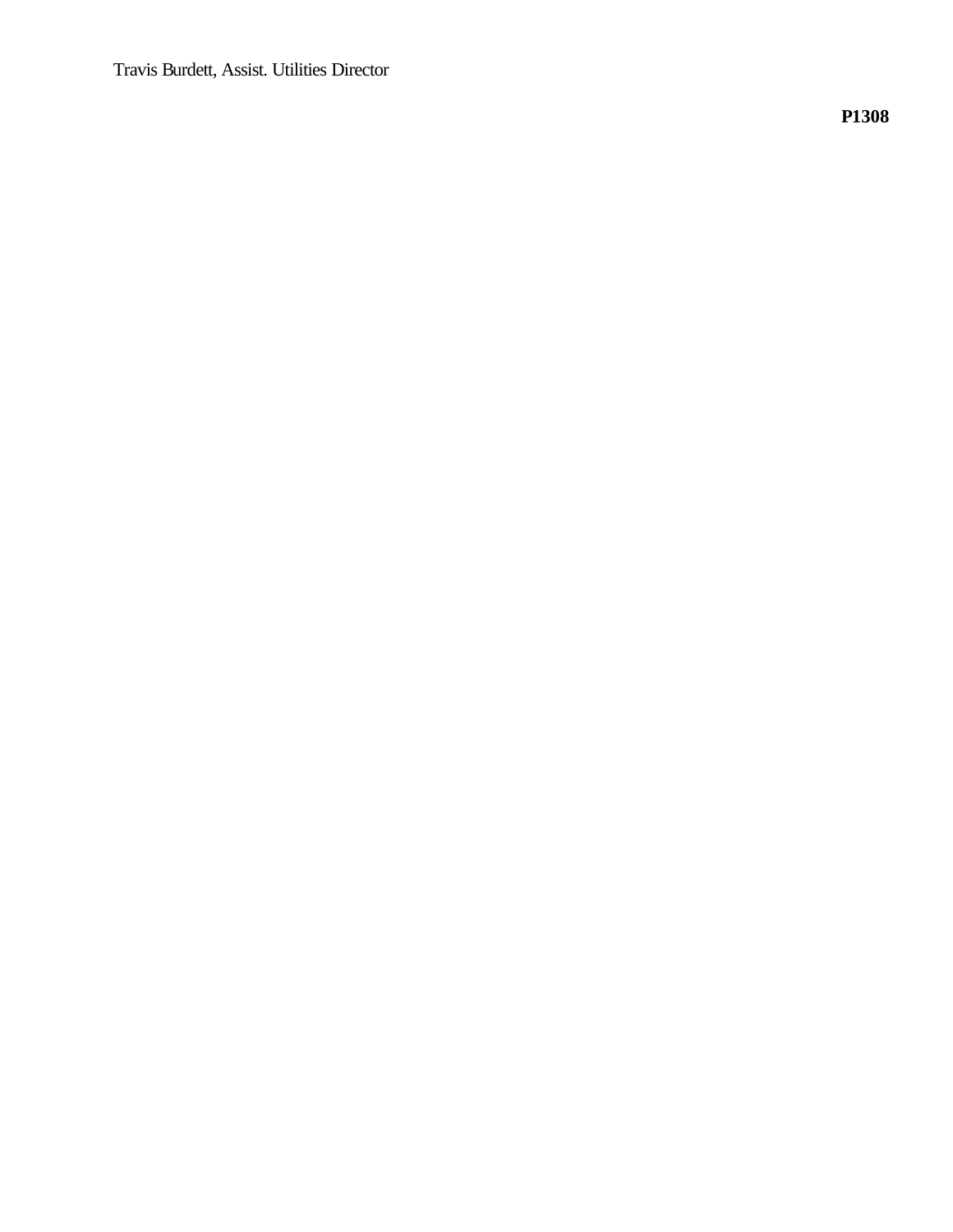Travis Burdett, Assist. Utilities Director

**P1308**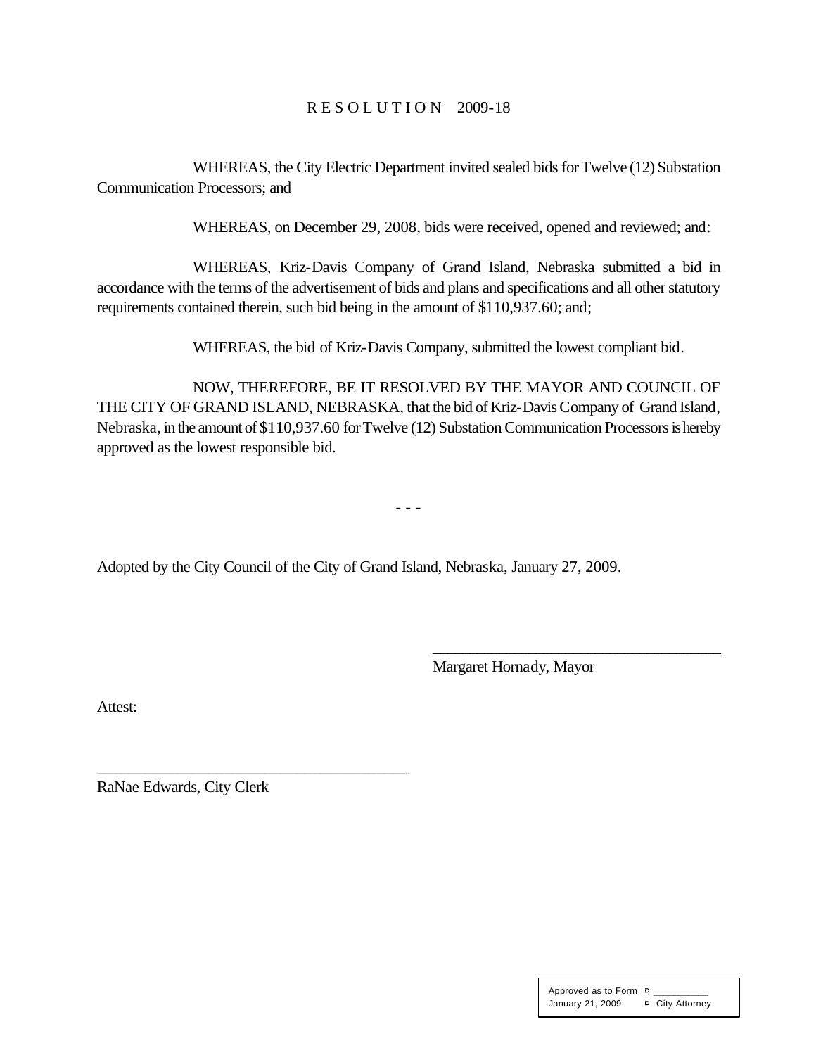# R E S O L U T I O N 2009-18

WHEREAS, the City Electric Department invited sealed bids for Twelve (12) Substation Communication Processors; and

WHEREAS, on December 29, 2008, bids were received, opened and reviewed; and:

WHEREAS, Kriz-Davis Company of Grand Island, Nebraska submitted a bid in accordance with the terms of the advertisement of bids and plans and specifications and all other statutory requirements contained therein, such bid being in the amount of $110,937.60; and;

WHEREAS, the bid of Kriz-Davis Company, submitted the lowest compliant bid.

NOW, THEREFORE, BE IT RESOLVED BY THE MAYOR AND COUNCIL OF THE CITY OF GRAND ISLAND, NEBRASKA, that the bid of Kriz-Davis Company of Grand Island, Nebraska, in the amount of $110,937.60 for Twelve (12) Substation Communication Processors is hereby approved as the lowest responsible bid.

- - -

Adopted by the City Council of the City of Grand Island, Nebraska, January 27, 2009.

_____________________________________
Margaret Hornady, Mayor

Attest:

_______________________________________
RaNae Edwards, City Clerk

| | |
|---|---|
| Approved as to Form ¤ ___________ | |
| January 21, 2009 | ¤ City Attorney |